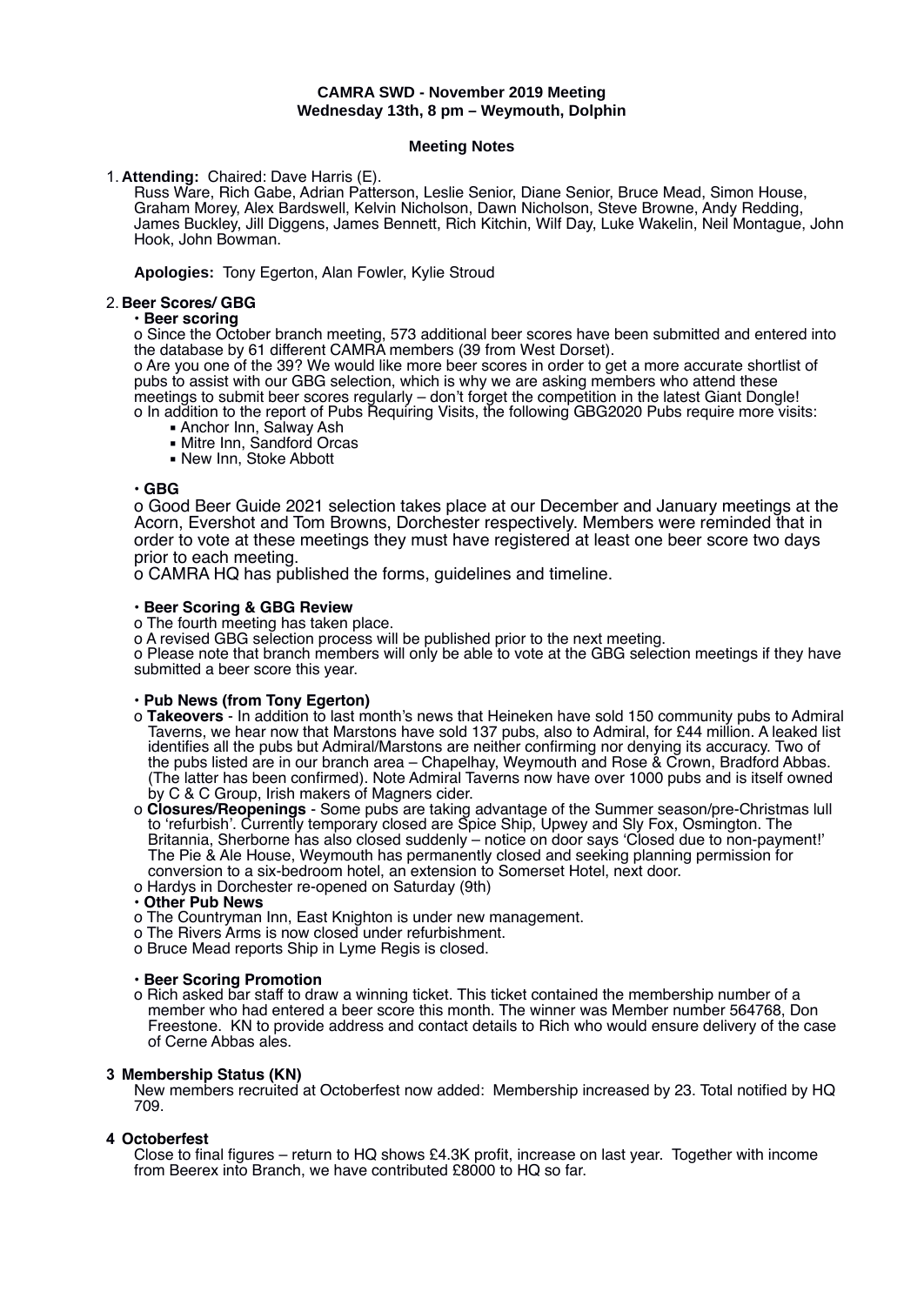**CAMRA SWD - November 2019 Meeting**
**Wednesday 13th, 8 pm – Weymouth, Dolphin**

**Meeting Notes**

1. **Attending:** Chaired: Dave Harris (E).
   Russ Ware, Rich Gabe, Adrian Patterson, Leslie Senior, Diane Senior, Bruce Mead, Simon House, Graham Morey, Alex Bardswell, Kelvin Nicholson, Dawn Nicholson, Steve Browne, Andy Redding, James Buckley, Jill Diggens, James Bennett, Rich Kitchin, Wilf Day, Luke Wakelin, Neil Montague, John Hook, John Bowman.

   **Apologies:** Tony Egerton, Alan Fowler, Kylie Stroud

2. **Beer Scores/ GBG**
   - **Beer scoring**
     - o Since the October branch meeting, 573 additional beer scores have been submitted and entered into the database by 61 different CAMRA members (39 from West Dorset).
     - o Are you one of the 39? We would like more beer scores in order to get a more accurate shortlist of pubs to assist with our GBG selection, which is why we are asking members who attend these meetings to submit beer scores regularly – don't forget the competition in the latest Giant Dongle!
     - o In addition to the report of Pubs Requiring Visits, the following GBG2020 Pubs require more visits:
       - Anchor Inn, Salway Ash
       - Mitre Inn, Sandford Orcas
       - New Inn, Stoke Abbott
   - **GBG**
     - o Good Beer Guide 2021 selection takes place at our December and January meetings at the Acorn, Evershot and Tom Browns, Dorchester respectively. Members were reminded that in order to vote at these meetings they must have registered at least one beer score two days prior to each meeting.
     - o CAMRA HQ has published the forms, guidelines and timeline.
   - **Beer Scoring & GBG Review**
     - o The fourth meeting has taken place.
     - o A revised GBG selection process will be published prior to the next meeting.
     - o Please note that branch members will only be able to vote at the GBG selection meetings if they have submitted a beer score this year.
   - **Pub News (from Tony Egerton)**
     - o **Takeovers** - In addition to last month's news that Heineken have sold 150 community pubs to Admiral Taverns, we hear now that Marstons have sold 137 pubs, also to Admiral, for £44 million. A leaked list identifies all the pubs but Admiral/Marstons are neither confirming nor denying its accuracy. Two of the pubs listed are in our branch area – Chapelhay, Weymouth and Rose & Crown, Bradford Abbas. (The latter has been confirmed). Note Admiral Taverns now have over 1000 pubs and is itself owned by C & C Group, Irish makers of Magners cider.
     - o **Closures/Reopenings** - Some pubs are taking advantage of the Summer season/pre-Christmas lull to 'refurbish'. Currently temporary closed are Spice Ship, Upwey and Sly Fox, Osmington. The Britannia, Sherborne has also closed suddenly – notice on door says 'Closed due to non-payment!' The Pie & Ale House, Weymouth has permanently closed and seeking planning permission for conversion to a six-bedroom hotel, an extension to Somerset Hotel, next door.
     - o Hardys in Dorchester re-opened on Saturday (9th)
   - **Other Pub News**
     - o The Countryman Inn, East Knighton is under new management.
     - o The Rivers Arms is now closed under refurbishment.
     - o Bruce Mead reports Ship in Lyme Regis is closed.
   - **Beer Scoring Promotion**
     - o Rich asked bar staff to draw a winning ticket. This ticket contained the membership number of a member who had entered a beer score this month. The winner was Member number 564768, Don Freestone. KN to provide address and contact details to Rich who would ensure delivery of the case of Cerne Abbas ales.

**3 Membership Status (KN)**

New members recruited at Octoberfest now added: Membership increased by 23. Total notified by HQ 709.

**4 Octoberfest**

Close to final figures – return to HQ shows £4.3K profit, increase on last year. Together with income from Beerex into Branch, we have contributed £8000 to HQ so far.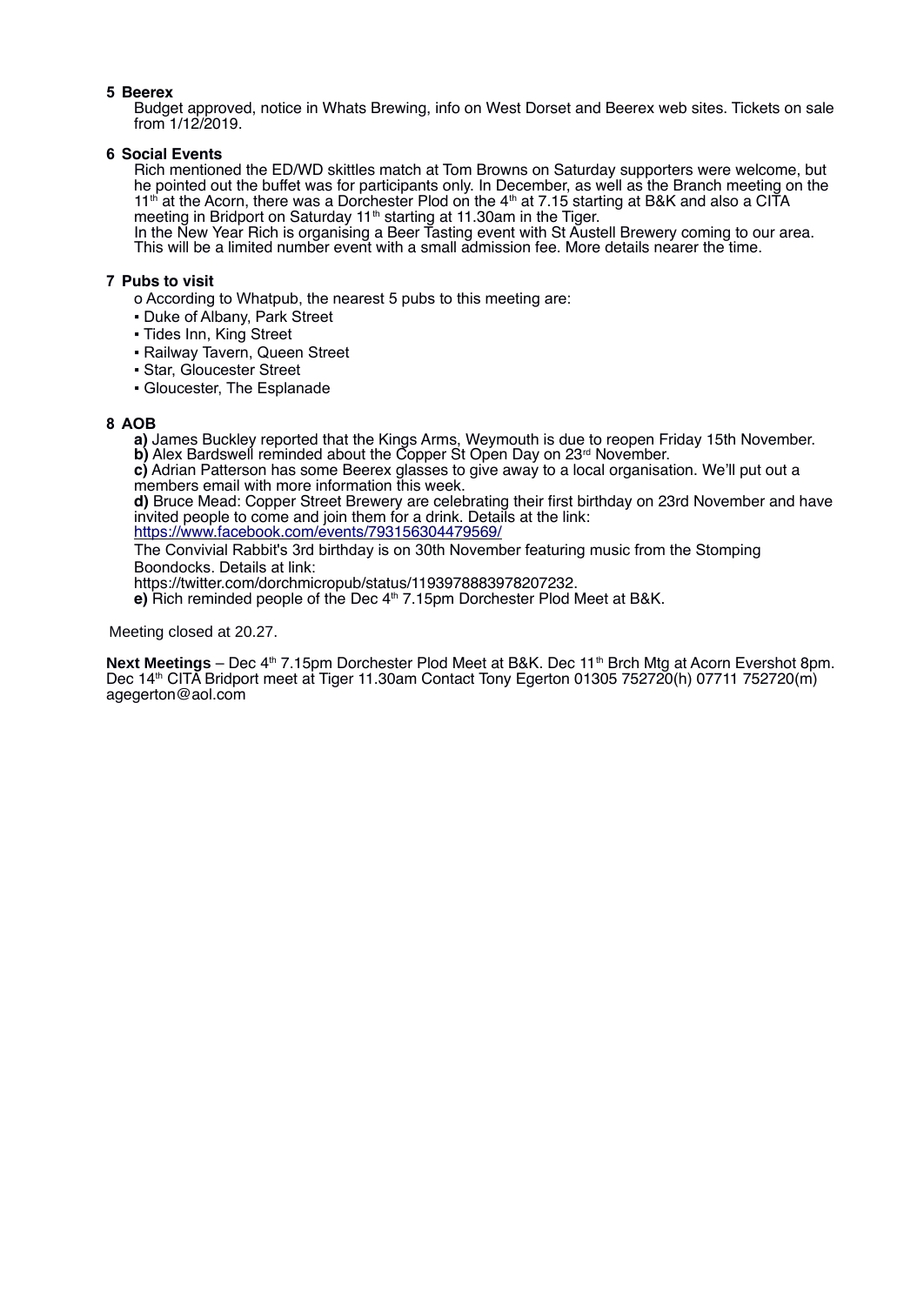**5 Beerex**

Budget approved, notice in Whats Brewing, info on West Dorset and Beerex web sites. Tickets on sale from 1/12/2019.

**6 Social Events**

Rich mentioned the ED/WD skittles match at Tom Browns on Saturday supporters were welcome, but he pointed out the buffet was for participants only. In December, as well as the Branch meeting on the 11th at the Acorn, there was a Dorchester Plod on the 4th at 7.15 starting at B&K and also a CITA meeting in Bridport on Saturday 11th starting at 11.30am in the Tiger.

In the New Year Rich is organising a Beer Tasting event with St Austell Brewery coming to our area. This will be a limited number event with a small admission fee. More details nearer the time.

**7 Pubs to visit**

o According to Whatpub, the nearest 5 pubs to this meeting are:

- Duke of Albany, Park Street
- Tides Inn, King Street
- Railway Tavern, Queen Street
- Star, Gloucester Street
- Gloucester, The Esplanade

**8 AOB**

**a)** James Buckley reported that the Kings Arms, Weymouth is due to reopen Friday 15th November.

**b)** Alex Bardswell reminded about the Copper St Open Day on 23rd November.

**c)** Adrian Patterson has some Beerex glasses to give away to a local organisation. We'll put out a members email with more information this week.

**d)** Bruce Mead: Copper Street Brewery are celebrating their first birthday on 23rd November and have invited people to come and join them for a drink. Details at the link:
https://www.facebook.com/events/793156304479569/

The Convivial Rabbit's 3rd birthday is on 30th November featuring music from the Stomping Boondocks. Details at link:
https://twitter.com/dorchmicropub/status/1193978883978207232.

**e)** Rich reminded people of the Dec 4th 7.15pm Dorchester Plod Meet at B&K.

Meeting closed at 20.27.

**Next Meetings** – Dec 4th 7.15pm Dorchester Plod Meet at B&K. Dec 11th Brch Mtg at Acorn Evershot 8pm. Dec 14th CITA Bridport meet at Tiger 11.30am Contact Tony Egerton 01305 752720(h) 07711 752720(m) agegerton@aol.com